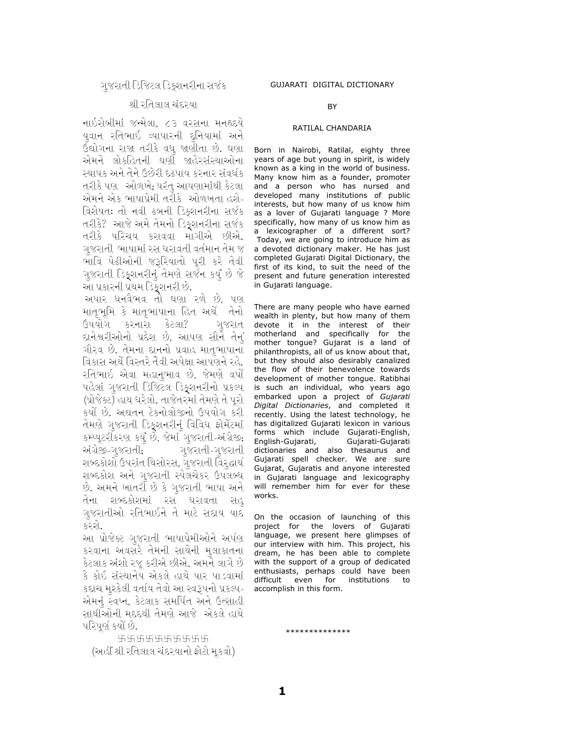## ગુજરાતી ડિજિટલ ડિક્શનરીના સર્જક

### શ્રી રતિલાલ ચંદરયા

નાઈરોબીમાં જન્મેલા, ૮૩ વરસના મનહૃદયે યુવાન રતિભાઈ વ્યાપારની દુનિયામાં અને ઉદ્યોગના રાજા તરીકે વધુ જાણીતા છે. ઘણા એમને લોકહિતની ઘણી જાહેરસંસ્થાઓના સ્થાપક અને તેને ઉછેરી દૃઢપાય કરનાર સંવર્ધક તરીકે પણ ઓળખે; પરંતુ આપણામાંથી કેટલા એમને એક ભાષાપ્રેમી તરીકે ઓળખતા હશે- વિશેષતઃ તો નવી ઢબની ડિક્શનરીના સર્જક તરીકે? આજે અમે તેમનો ડિક્શનરીના સર્જક તરીકે પરિચય કરાવવા માગીએ છીએ. ગુજરાતી ભાષામાં રસ ધરાવતી વર્તમાન તેમ જ ભાવિ પેઢીઓની જરૂરિયાતો પૂરી કરે તેવી ગુજરાતી ડિક્શનરીનું તેમણે સર્જન કર્યું છે જે આ પ્રકારની પ્રથમ ડિક્શનરી છે.

અપાર ધનવૈભવ તો ઘણા રળે છે, પણ માતૃભૂમિ કે માતૃભાષાના હિત અર્થે તેનો ઉપયોગ કરનારા કેટલા? ગુજરાત દાનેશ્વરીઓનો પ્રદેશ છે, આપણ સૌને તેનું ગૌરવ છે. તેમના દાનનો પ્રવાહ માતૃભાષાના વિકાસ અર્થે વિસ્તરે તેવી અપેક્ષા આપણને રહે. રતિભાઈ એવા મહાનુભાવ છે, જેમણે વર્ષો પહેલાં ગુજરાતી ડિજિટલ ડિક્શનરીનો પ્રકલ્પ (પ્રોજેક્ટ) હાથ ધરેલો. તાજેતરમાં તેમણે તે પૂરો કર્યો છે. અદ્યતન ટેકનોલોજીનો ઉપયોગ કરી તેમણે ગુજરાતી ડિક્શનરીનું વિવિધ ફોર્મેટમાં કમ્પ્યુટરીકરણ કર્યું છે, જેમાં ગુજરાતી-અંગ્રેજી; અંગ્રેજી-ગુજરાતી; ગુજરાતી-ગુજરાતી શબ્દકોશો ઉપરાંત થિસોરસ, ગુજરાતી વિરુદ્ધાર્થ શબ્દકોશ અને ગુજરાતી સ્પેલચેકર ઉપલબ્ધ છે. અમને ખાતરી છે કે ગુજરાતી ભાષા અને તેના શબ્દકોશમાં રસ ધરાવતા સહુ ગુજરાતીઓ રતિભાઈને તે માટે સદાય યાદ કરશે.

આ પ્રોજેક્ટ ગુજરાતી ભાષાપ્રેમીઓને અર્પણ કરવાના અવસરે તેમની સાથેની મુલાકાતના કેટલાક અંશો રજૂ કરીએ છીએ. અમને લાગે છે કે કોઈ સંસ્થાનેય એકલે હાથે પાર પાડવામાં કદાચ મુશ્કેલી વર્તાય તેવો આ સ્વરૂપનો પ્રકલ્પ- એમનું સ્વપ્ન, કેટલાક સમર્પિત અને ઉત્સાહી સાથીઓની મદદથી તેમણે આજે એકલે હાથે પરિપૂર્ણ કર્યો છે.

卐卐卐卐卐卐卐卐卐卐

(અહીં શ્રી રતિલાલ ચંદરયાનો ફોટો મૂકવો)

## GUJARATI DIGITAL DICTIONARY

BY

### RATILAL CHANDARIA

Born in Nairobi, Ratilal, eighty three years of age but young in spirit, is widely known as a king in the world of business. Many know him as a founder, promoter and a person who has nursed and developed many institutions of public interests, but how many of us know him as a lover of Gujarati language ? More specifically, how many of us know him as a lexicographer of a different sort? Today, we are going to introduce him as a devoted dictionary maker. He has just completed Gujarati Digital Dictionary, the first of its kind, to suit the need of the present and future generation interested in Gujarati language.

There are many people who have earned wealth in plenty, but how many of them devote it in the interest of their motherland and specifically for the mother tongue? Gujarat is a land of philanthropists, all of us know about that, but they should also desirably canalized the flow of their benevolence towards development of mother tongue. Ratibhai is such an individual, who years ago embarked upon a project of *Gujarati Digital Dictionaries*, and completed it recently. Using the latest technology, he has digitalized Gujarati lexicon in various forms which include Gujarati-English, English-Gujarati, Gujarati-Gujarati dictionaries and also thesaurus and Gujarati spell checker. We are sure Gujarat, Gujaratis and anyone interested in Gujarati language and lexicography will remember him for ever for these works.

On the occasion of launching of this project for the lovers of Gujarati language, we present here glimpses of our interview with him. This project, his dream, he has been able to complete with the support of a group of dedicated enthusiasts, perhaps could have been difficult even for institutions to accomplish in this form.

**************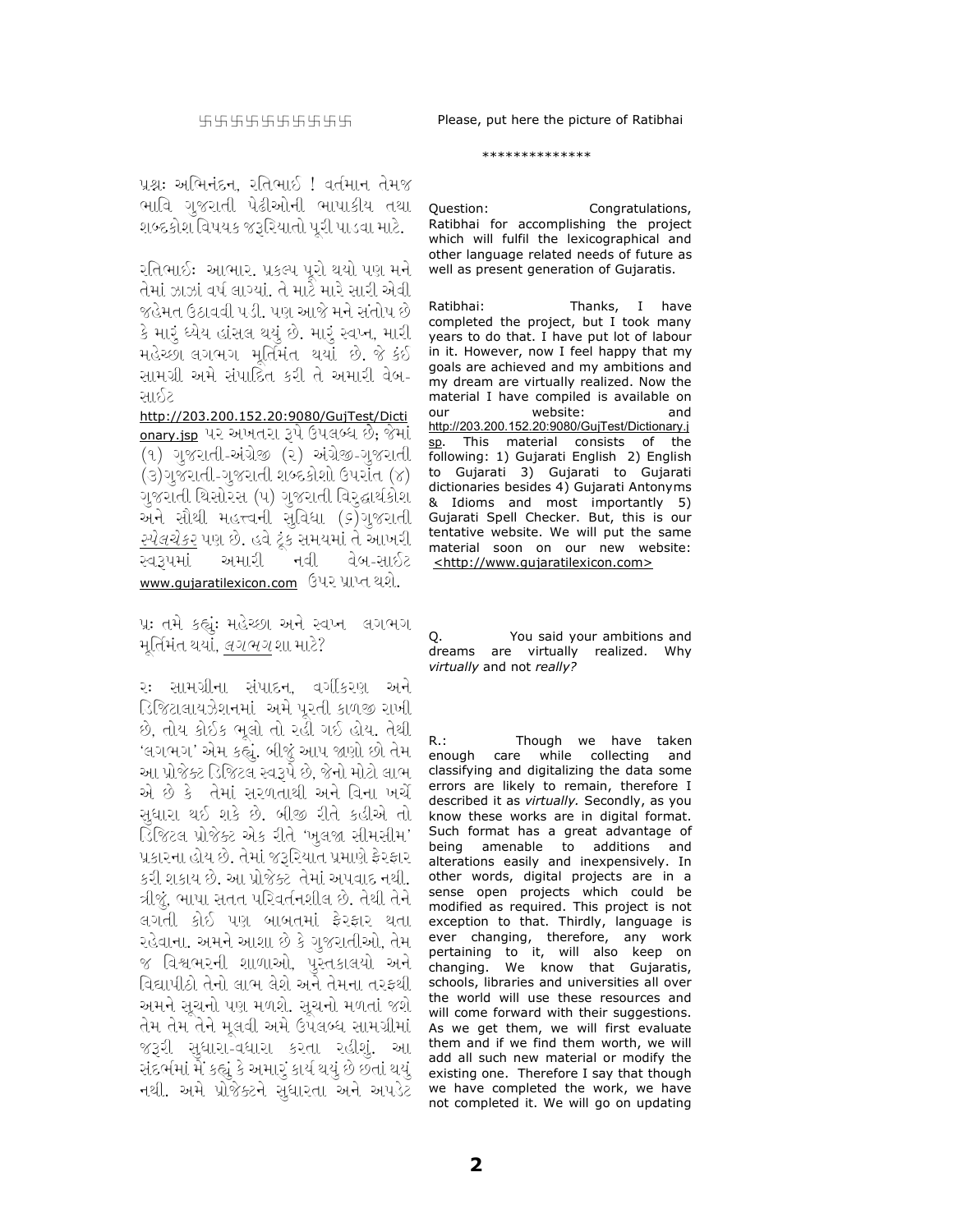卐卐卐卐卐卐卐卐卐

Please, put here the picture of Ratibhai

\*\*\*\*\*\*\*\*\*\*\*\*\*\*

પ્રશ્નઃ અભિનંદન, રતિભાઈ ! વર્તમાન તેમજ ભાવિ ગુજરાતી પેઢીઓની ભાષાકીય તથા શબ્દકોશ વિષયક જરૂરિયાતો પૂરી પાડવા માટે.

રતિભાઈઃ આભાર. પ્રકલ્પ પૂરો થયો પણ મને તેમાં ઝાઝાં વર્ષ લાગ્યાં. તે માટે મારે સારી એવી જહેમત ઉઠાવવી પડી. પણ આજે મને સંતોષ છે કે મારું ધ્યેય હાંસલ થયું છે. મારું સ્વપ્ન, મારી મહેચ્છા લગભગ મૂર્તિમંત થયાં છે. જે કંઈ સામગ્રી અમે સંપાદિત કરી તે અમારી વેબ-સાઈટ http://203.200.152.20:9080/GujTest/Dictionary.jsp પર અખતરા રૂપે ઉપલબ્ધ છે; જેમાં (૧) ગુજરાતી-અંગ્રેજી (૨) અંગ્રેજી-ગુજરાતી (૩)ગુજરાતી-ગુજરાતી શબ્દકોશો ઉપરાંત (૪) ગુજરાતી થિસોરસ (૫) ગુજરાતી વિરુદ્ધાર્થકોશ અને સૌથી મહત્ત્વની સુવિધા (૬)ગુજરાતી *સ્પેલચેકર* પણ છે. હવે ટૂંક સમયમાં તે આખરી સ્વરૂપમાં અમારી નવી વેબ-સાઈટ www.gujaratilexicon.com ઉપર પ્રાપ્ત થશે.

પ્રઃ તમે કહ્યું: મહેચ્છા અને સ્વપ્ન લગભગ મૂર્તિમંત થયાં, *લગભગ* શા માટે?

રઃ સામગ્રીના સંપાદન, વર્ગીકરણ અને ડિજિટલાયઝેશનમાં અમે પૂરતી કાળજી રાખી છે, તોય કોઈક ભૂલો તો રહી ગઈ હોય. તેથી 'લગભગ' એમ કહ્યું. બીજું આપ જાણો છો તેમ આ પ્રોજેક્ટ ડિજિટલ સ્વરૂપે છે, જેનો મોટો લાભ એ છે કે તેમાં સરળતાથી અને વિના ખર્ચે સુધારા થઈ શકે છે. બીજી રીતે કહીએ તો ડિજિટલ પ્રોજેક્ટ એક રીતે 'ખુલજા સીમસીમ' પ્રકારના હોય છે. તેમાં જરૂરિયાત પ્રમાણે ફેરફાર કરી શકાય છે. આ પ્રોજેક્ટ તેમાં અપવાદ નથી. ત્રીજું, ભાષા સતત પરિવર્તનશીલ છે. તેથી તેને લગતી કોઈ પણ બાબતમાં ફેરફાર થતા રહેવાના. અમને આશા છે કે ગુજરાતીઓ, તેમ જ વિશ્વભરની શાળાઓ, પુસ્તકાલયો અને વિદ્યાપીઠો તેનો લાભ લેશે અને તેમના તરફથી અમને સૂચનો પણ મળશે. સૂચનો મળતાં જશે તેમ તેમ તેને મૂલવી અમે ઉપલબ્ધ સામગ્રીમાં જરૂરી સુધારા-વધારા કરતા રહીશું. આ સંદર્ભમાં મેં કહ્યું કે અમારું કાર્ય થયું છે છતાં થયું નથી. અમે પ્રોજેક્ટને સુધારતા અને અપડેટ

Question: Congratulations, Ratibhai for accomplishing the project which will fulfil the lexicographical and other language related needs of future as well as present generation of Gujaratis.

Ratibhai: Thanks, I have completed the project, but I took many years to do that. I have put lot of labour in it. However, now I feel happy that my goals are achieved and my ambitions and my dream are virtually realized. Now the material I have compiled is available on our website: and http://203.200.152.20:9080/GujTest/Dictionary.jsp. This material consists of the following: 1) Gujarati English 2) English to Gujarati 3) Gujarati to Gujarati dictionaries besides 4) Gujarati Antonyms & Idioms and most importantly 5) Gujarati Spell Checker. But, this is our tentative website. We will put the same material soon on our new website: <http://www.gujaratilexicon.com>

Q. You said your ambitions and dreams are virtually realized. Why *virtually* and not *really?*

R.: Though we have taken enough care while collecting and classifying and digitalizing the data some errors are likely to remain, therefore I described it as *virtually.* Secondly, as you know these works are in digital format. Such format has a great advantage of being amenable to additions and alterations easily and inexpensively. In other words, digital projects are in a sense open projects which could be modified as required. This project is not exception to that. Thirdly, language is ever changing, therefore, any work pertaining to it, will also keep on changing. We know that Gujaratis, schools, libraries and universities all over the world will use these resources and will come forward with their suggestions. As we get them, we will first evaluate them and if we find them worth, we will add all such new material or modify the existing one. Therefore I say that though we have completed the work, we have not completed it. We will go on updating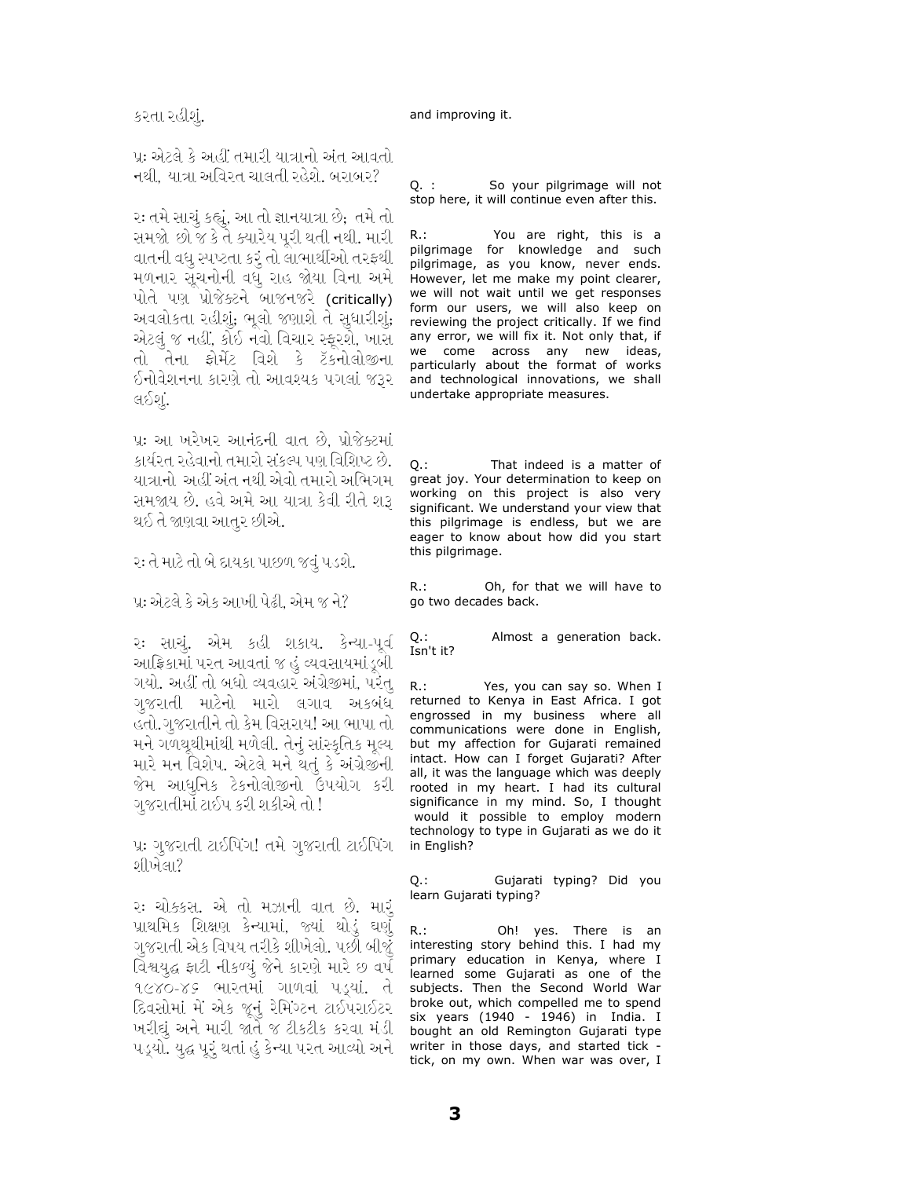કરતા રહીશું.

and improving it.

પ્રઃ એટલે કે અહીં તમારી યાત્રાનો અંત આવતો નથી, યાત્રા અવિરત ચાલતી રહેશે. બરાબર?

Q. : So your pilgrimage will not stop here, it will continue even after this.

રઃ તમે સાચું કહ્યું. આ તો જ્ઞાનયાત્રા છે; તમે તો સમજો છો જ કે તે ક્યારેય પૂરી થતી નથી. મારી વાતની વધુ સ્પષ્ટતા કરું તો લાભાર્થીઓ તરફથી મળનાર સૂચનોની વધુ રાહ જોયા વિના અમે પોતે પણ પ્રોજેક્ટને બાજનજરે (critically) અવલોકતા રહીશું; ભૂલો જણાશે તે સુધારીશું; એટલું જ નહીં, કોઈ નવો વિચાર સ્ફૂરશે, ખાસ તો તેના ફોર્મેટ વિશે કે ટૅક્નોલોજીના ઈનોવેશનના કારણે તો આવશ્યક પગલાં જરૂર લઈશું.

R.: You are right, this is a pilgrimage for knowledge and such pilgrimage, as you know, never ends. However, let me make my point clearer, we will not wait until we get responses form our users, we will also keep on reviewing the project critically. If we find any error, we will fix it. Not only that, if we come across any new ideas, particularly about the format of works and technological innovations, we shall undertake appropriate measures.

પ્રઃ આ ખરેખર આનંદની વાત છે, પ્રોજેક્ટમાં કાર્યરત રહેવાનો તમારો સંકલ્પ પણ વિશિષ્ટ છે. યાત્રાનો અહીં અંત નથી એવો તમારો અભિગમ સમજાય છે. હવે અમે આ યાત્રા કેવી રીતે શરૂ થઈ તે જાણવા આતુર છીએ.

Q.: That indeed is a matter of great joy. Your determination to keep on working on this project is also very significant. We understand your view that this pilgrimage is endless, but we are eager to know about how did you start this pilgrimage.

રઃ તે માટે તો બે દાયકા પાછળ જવું પડશે.

R.: Oh, for that we will have to go two decades back.

પ્રઃ એટલે કે એક આખી પેઢી, એમ જ ને?

Q.: Almost a generation back. Isn't it?

રઃ સાચું. એમ કહી શકાય. કેન્યા-પૂર્વ આફ્રિકામાં પરત આવતાં જ હું વ્યવસાયમાં ડૂબી ગયો. અહીં તો બધો વ્યવહાર અંગ્રેજીમાં, પરંતુ ગુજરાતી માટેનો મારો લગાવ અકબંધ હતો. ગુજરાતીને તો કેમ વિસરાય! આ ભાષા તો મને ગળથૂથીમાંથી મળેલી. તેનું સાંસ્કૃતિક મૂલ્ય મારે મન વિશેષ. એટલે મને થતું કે અંગ્રેજીની જેમ આધુનિક ટેકનોલોજીનો ઉપયોગ કરી ગુજરાતીમાં ટાઈપ કરી શકીએ તો !

R.: Yes, you can say so. When I returned to Kenya in East Africa. I got engrossed in my business where all communications were done in English, but my affection for Gujarati remained intact. How can I forget Gujarati? After all, it was the language which was deeply rooted in my heart. I had its cultural significance in my mind. So, I thought would it possible to employ modern technology to type in Gujarati as we do it in English?

પ્રઃ ગુજરાતી ટાઈપિંગ! તમે ગુજરાતી ટાઈપિંગ શીખેલા?

Q.: Gujarati typing? Did you learn Gujarati typing?

રઃ ચોક્કસ. એ તો મઝાની વાત છે. મારું પ્રાથમિક શિક્ષણ કેન્યામાં, જ્યાં થોડું ઘણું ગુજરાતી એક વિષય તરીકે શીખેલો. પછી બીજું વિશ્વયુદ્ધ ફાટી નીકળ્યું જેને કારણે મારે છ વર્ષ ૧૯૪૦-૪૬ ભારતમાં ગાળવાં પડ્યાં. તે દિવસોમાં મેં એક જૂનું રેમિંગ્ટન ટાઈપરાઈટર ખરીદ્યું અને મારી જાતે જ ટીકટીક કરવા મંડી પડ્યો. યુદ્ધ પૂરું થતાં હું કેન્યા પરત આવ્યો અને

R.: Oh! yes. There is an interesting story behind this. I had my primary education in Kenya, where I learned some Gujarati as one of the subjects. Then the Second World War broke out, which compelled me to spend six years (1940 - 1946) in India. I bought an old Remington Gujarati type writer in those days, and started tick - tick, on my own. When war was over, I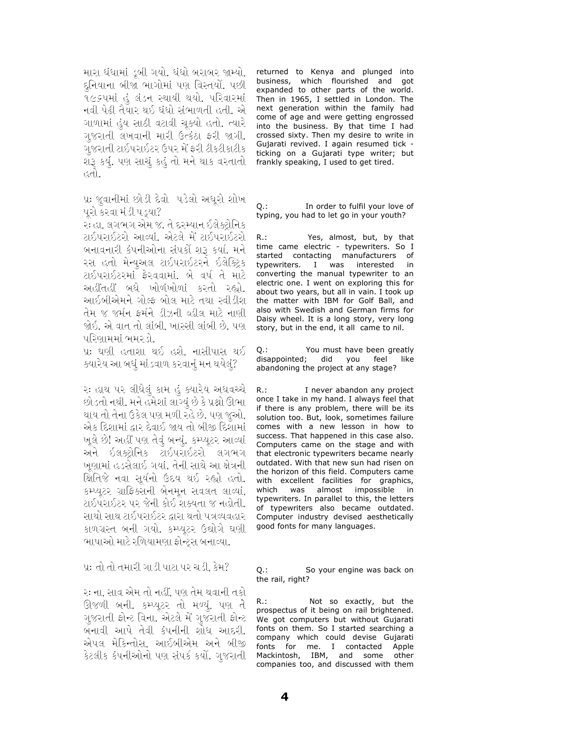મારા ધંધામાં ડૂબી ગયો. ધંધો બરાબર જામ્યો. દુનિયાના બીજા ભાગોમાં પણ વિસ્તર્યો. પછી ૧૯૬૫માં હું લંડન સ્થાયી થયો. પરિવારમાં નવી પેઢી તૈયાર થઈ ધંધો સંભાળતી હતી. એ ગાળામાં હુંય સાઠી વટાવી ચૂક્યો હતો. ત્યારે ગુજરાતી લખવાની મારી ઉત્કંઠા ફરી જાગી. ગુજરાતી ટાઈપરાઈટર ઉપર મેં ફરી ટીકટીકાટીક શરૂ કર્યું. પણ સાચું કહું તો મને થાક વરતાતો હતો.

returned to Kenya and plunged into business, which flourished and got expanded to other parts of the world. Then in 1965, I settled in London. The next generation within the family had come of age and were getting engrossed into the business. By that time I had crossed sixty. Then my desire to write in Gujarati revived. I again resumed tick - ticking on a Gujarati type writer; but frankly speaking, I used to get tired.

પ્રઃ જુવાનીમાં છોડી દેવો પડેલો અધૂરો શોખ પૂરો કરવા મંડી પડ્યા?

Q.: In order to fulfil your love of typing, you had to let go in your youth?

રઃ હા, લગભગ એમ જ. તે દરમ્યાન ઈલેક્ટ્રોનિક ટાઈપરાઈટરો આવ્યાં. એટલે મેં ટાઈપરાઈટરો બનાવનારી કંપનીઓના સંપર્કો શરૂ કર્યા. મને રસ હતો મેન્યુઅલ ટાઈપરાઈટરને ઈલેક્ટ્રિક ટાઈપરાઈટરમાં ફેરવવામાં. બે વર્ષ તે માટે અહીંતહીં બધે ખોળંખોળાં કરતો રહ્યો. આઈબીએમને ગોલ્ફ બોલ માટે તથા સ્વીડીશ તેમ જ જર્મન ફર્મને ડીઝની વ્હીલ માટે નાણી જોઈ. એ વાત તો લાંબી, ખાસ્સી લાંબી છે. પણ પરિણામમાં ભમરડો.

R.: Yes, almost, but, by that time came electric - typewriters. So I started contacting manufacturers of typewriters. I was interested in converting the manual typewriter to an electric one. I went on exploring this for about two years, but all in vain. I took up the matter with IBM for Golf Ball, and also with Swedish and German firms for Daisy wheel. It is a long story, very long story, but in the end, it all came to nil.

પ્રઃ ઘણી હતાશા થઈ હશે. નાસીપાસ થઈ ક્યારેય આ બધું માંડવાળ કરવાનું મન થયેલું?

Q.: You must have been greatly disappointed; did you feel like abandoning the project at any stage?

રઃ હાથ પર લીધેલું કામ હું ક્યારેય અધવચ્ચે છોડતો નથી. મને હમેશાં લાગ્યું છે કે પ્રશ્નો ઊભા થાય તો તેના ઉકેલ પણ મળી રહે છે. પણ જુઓ, એક દિશામાં દ્વાર દેવાઈ જાય તો બીજી દિશામાં ખૂલે છે! અહીં પણ તેવું બન્યું. કમ્પ્યૂટર આવ્યાં અને ઈલેક્ટ્રોનિક ટાઈપરાઈટરો લગભગ ખૂણામાં હડસેલાઈ ગયાં. તેની સાથે આ ક્ષેત્રની ક્ષિતિજે નવા સૂર્યનો ઉદય થઈ રહ્યો હતો. કમ્પ્યૂટર ગ્રાફિક્સની બેનમૂન સવલત લાવ્યાં, ટાઈપરાઈટર પર જેની કોઈ શક્યતા જ નહોતી. સાથો સાથ ટાઈપરાઈટર દ્વારા થતો પત્રવ્યવહાર કાળગ્રસ્ત બની ગયો. કમ્પ્યૂટર ઉદ્યોગે ઘણી ભાષાઓ માટે રળિયામણા ફોન્ટ્સ બનાવ્યા.

R.: I never abandon any project once I take in my hand. I always feel that if there is any problem, there will be its solution too. But, look, sometimes failure comes with a new lesson in how to success. That happened in this case also. Computers came on the stage and with that electronic typewriters became nearly outdated. With that new sun had risen on the horizon of this field. Computers came with excellent facilities for graphics, which was almost impossible in typewriters. In parallel to this, the letters of typewriters also became outdated. Computer industry devised aesthetically good fonts for many languages.

પ્રઃ તો તો તમારી ગાડી પાટા પર ચડી, કેમ?

Q.: So your engine was back on the rail, right?

રઃ ના, સાવ એમ તો નહીં, પણ તેમ થવાની તકો ઊજળી બની. કમ્પ્યૂટર તો મળ્યું, પણ તે ગુજરાતી ફોન્ટ વિના. એટલે મેં ગુજરાતી ફોન્ટ બનાવી આપે તેવી કંપનીની શોધ આદરી. એપલ મેકિન્તોસ, આઈબીએમ અને બીજી કેટલીક કંપનીઓનો પણ સંપર્ક કર્યો. ગુજરાતી

R.: Not so exactly, but the prospectus of it being on rail brightened. We got computers but without Gujarati fonts on them. So I started searching a company which could devise Gujarati fonts for me. I contacted Apple Mackintosh, IBM, and some other companies too, and discussed with them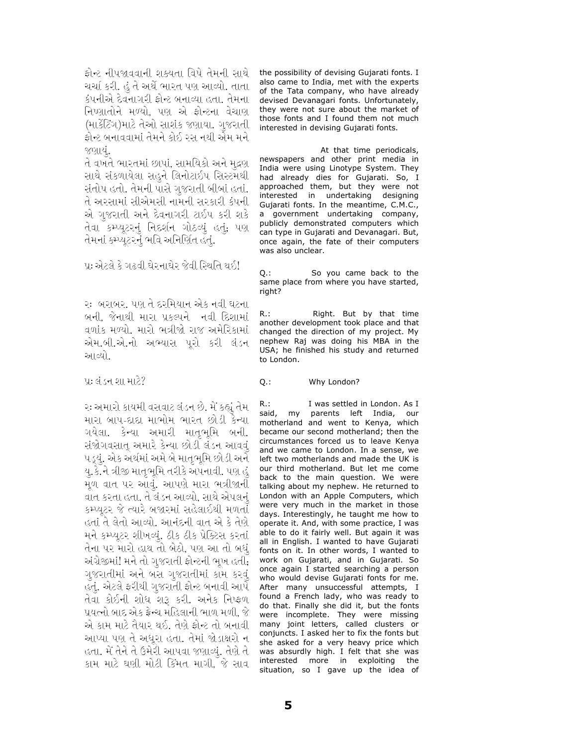ફોન્ટ નીપજાવવાની શક્યતા વિષે તેમની સાથે ચર્ચા કરી. હું તે અર્થે ભારત પણ આવ્યો. તાતા કંપનીએ દેવનાગરી ફોન્ટ બનાવ્યા હતા. તેમના નિષ્ણાતોને મળ્યો, પણ એ ફોન્ટના વેચાણ (માર્કેટિંગ)માટે તેઓ સાશંક જણાયા. ગુજરાતી ફોન્ટ બનાવવામાં તેમને કોઈ રસ નથી એમ મને જણાયું.

તે વખતે ભારતમાં છાપાં, સામયિકો અને મુદ્રણ સાથે સંકળાયેલા સહુને લિનોટાઈપ સિસ્ટમથી સંતોષ હતો. તેમની પાસે ગુજરાતી બીબાં હતાં. તે અરસામાં સીએમસી નામની સરકારી કંપની એ ગુજરાતી અને દેવનાગરી ટાઈપ કરી શકે તેવા કમ્પ્યૂટરનું નિદર્શન ગોઠવ્યું હતું; પણ તેમનાં કમ્પ્યૂટરનું ભવિ અનિર્ણિત હતું.

પ્ર: એટલે કે ગઢવી ઘેરનાઘેર જેવી સ્થિતિ થઈ!

ર: બરાબર. પણ તે દરમિયાન એક નવી ઘટના બની, જેનાથી મારા પ્રકલ્પને નવી દિશામાં વળાંક મળ્યો. મારો ભત્રીજો રાજ અમેરિકામાં એમ.બી.એ.નો અભ્યાસ પૂરો કરી લંડન આવ્યો.

પ્ર: લંડન શા માટે?

ર: અમારો કાયમી વસવાટ લંડન છે. મેં કહ્યું તેમ મારા બાપ-દાદા માભોમ ભારત છોડી કેન્યા ગયેલા. કેન્યા અમારી માતૃભૂમિ બની. સંજોગવસાત્ અમારે કેન્યા છોડી લંડન આવવું પડ્યું. એક અર્થમાં અમે બે માતૃભૂમિ છોડી અને યુ.કે.ને ત્રીજી માતૃભૂમિ તરીકે અપનાવી. પણ હું મૂળ વાત પર આવું. આપણે મારા ભત્રીજાની વાત કરતા હતા. તે લંડન આવ્યો, સાથે એપલનું કમ્પ્યૂટર જે ત્યારે બજારમાં સહેલાઈથી મળતાં હતાં તે લેતો આવ્યો. આનંદની વાત એ કે તેણે મને કમ્પ્યૂટર શીખવ્યું. ઠીક ઠીક પ્રેક્ટિસ કરતાં તેના પર મારો હાથ તો બેઠો, પણ આ તો બધું અંગ્રેજીમાં! મને તો ગુજરાતી ફોન્ટની ભૂખ હતી; ગુજરાતીમાં અને બસ ગુજરાતીમાં કામ કરવું હતું. એટલે ફરીથી ગુજરાતી ફોન્ટ બનાવી આપે તેવા કોઈની શોધ શરૂ કરી. અનેક નિષ્ફળ પ્રયત્નો બાદ એક ફ્રેન્ચ મહિલાની ભાળ મળી, જે એ કામ માટે તૈયાર થઈ. તેણે ફોન્ટ તો બનાવી આપ્યા પણ તે અધૂરા હતા. તેમાં જોડાક્ષરો ન હતા. મેં તેને તે ઉમેરી આપવા જણાવ્યું. તેણે તે કામ માટે ઘણી મોટી કિંમત માગી, જે સાવ

the possibility of devising Gujarati fonts. I also came to India, met with the experts of the Tata company, who have already devised Devanagari fonts. Unfortunately, they were not sure about the market of those fonts and I found them not much interested in devising Gujarati fonts.

At that time periodicals, newspapers and other print media in India were using Linotype System. They had already dies for Gujarati. So, I approached them, but they were not interested in undertaking designing Gujarati fonts. In the meantime, C.M.C., a government undertaking company, publicly demonstrated computers which can type in Gujarati and Devanagari. But, once again, the fate of their computers was also unclear.

Q.: So you came back to the same place from where you have started, right?

R.: Right. But by that time another development took place and that changed the direction of my project. My nephew Raj was doing his MBA in the USA; he finished his study and returned to London.

Q.: Why London?

R.: I was settled in London. As I said, my parents left India, our motherland and went to Kenya, which became our second motherland; then the circumstances forced us to leave Kenya and we came to London. In a sense, we left two motherlands and made the UK is our third motherland. But let me come back to the main question. We were talking about my nephew. He returned to London with an Apple Computers, which were very much in the market in those days. Interestingly, he taught me how to operate it. And, with some practice, I was able to do it fairly well. But again it was all in English. I wanted to have Gujarati fonts on it. In other words, I wanted to work on Gujarati, and in Gujarati. So once again I started searching a person who would devise Gujarati fonts for me. After many unsuccessful attempts, I found a French lady, who was ready to do that. Finally she did it, but the fonts were incomplete. They were missing many joint letters, called clusters or conjuncts. I asked her to fix the fonts but she asked for a very heavy price which was absurdly high. I felt that she was interested more in exploiting the situation, so I gave up the idea of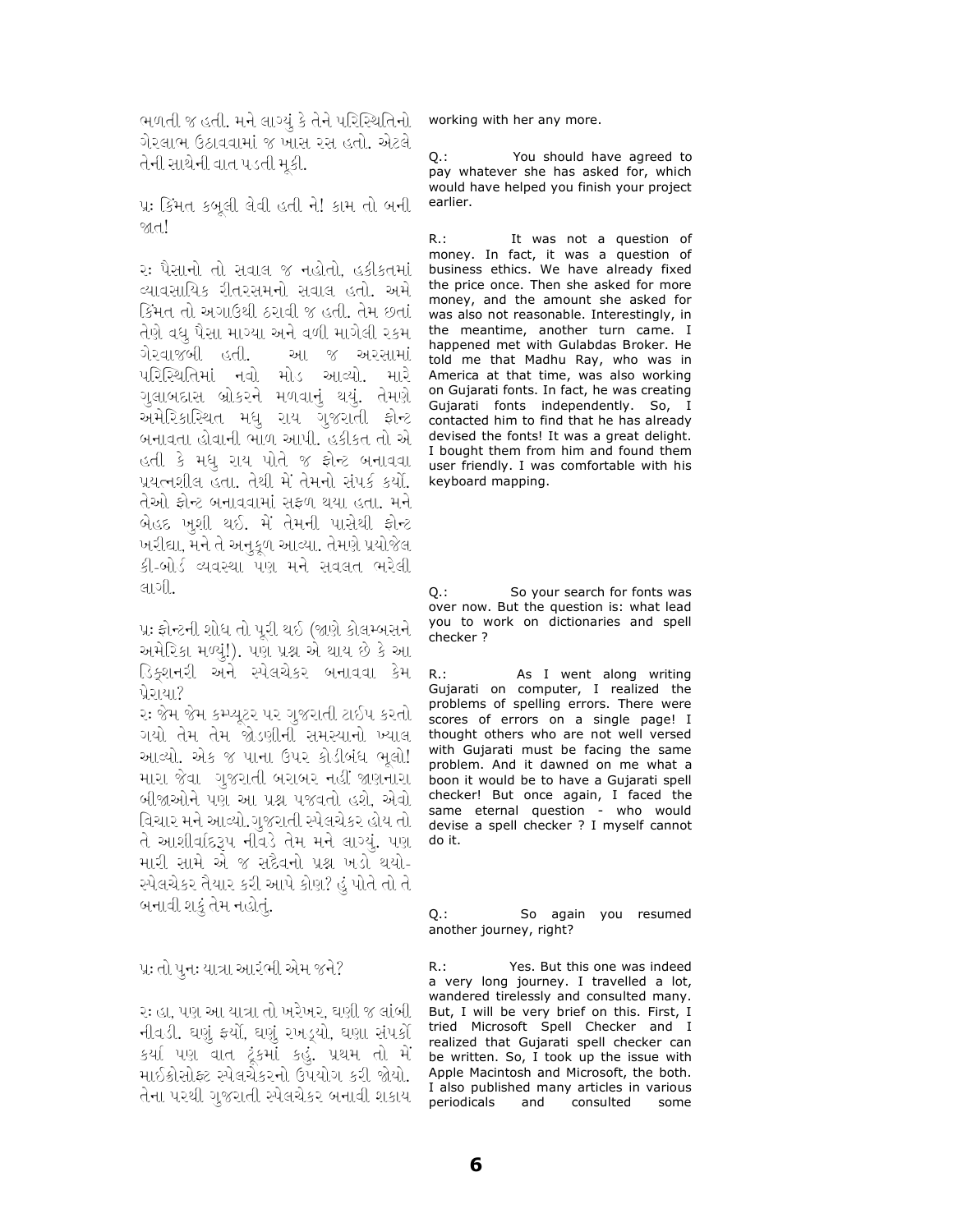ભળતી જ હતી. મને લાગ્યું કે તેને પરિસ્થિતિનો ગેરલાભ ઉઠાવવામાં જ ખાસ રસ હતો. એટલે તેની સાથેની વાત પડતી મૂકી.

પ્રઃ કિંમત કબૂલી લેવી હતી ને! કામ તો બની જાત!

રઃ પૈસાનો તો સવાલ જ નહોતો, હકીકતમાં વ્યાવસાયિક રીતરસમનો સવાલ હતો. અમે કિંમત તો અગાઉથી ઠરાવી જ હતી. તેમ છતાં તેણે વધુ પૈસા માગ્યા અને વળી માગેલી રકમ ગેરવાજબી હતી. આ જ અરસામાં પરિસ્થિતિમાં નવો મોડ આવ્યો. મારે ગુલાબદાસ બ્રોકરને મળવાનું થયું. તેમણે અમેરિકાસ્થિત મધુ રાય ગુજરાતી ફોન્ટ બનાવતા હોવાની ભાળ આપી. હકીકત તો એ હતી કે મધુ રાય પોતે જ ફોન્ટ બનાવવા પ્રયત્નશીલ હતા. તેથી મેં તેમનો સંપર્ક કર્યો. તેઓ ફોન્ટ બનાવવામાં સફળ થયા હતા. મને બેહદ ખુશી થઈ. મેં તેમની પાસેથી ફોન્ટ ખરીદ્યા, મને તે અનુકૂળ આવ્યા. તેમણે પ્રયોજેલ કી-બોર્ડ વ્યવસ્થા પણ મને સવલત ભરેલી લાગી.

પ્રઃ ફોન્ટની શોધ તો પૂરી થઈ (જાણે કોલમ્બસને અમેરિકા મળ્યું!). પણ પ્રશ્ન એ થાય છે કે આ ડિક્શનરી અને સ્પેલચેકર બનાવવા કેમ પ્રેરાયા?

રઃ જેમ જેમ કમ્પ્યૂટર પર ગુજરાતી ટાઈપ કરતો ગયો તેમ તેમ જોડણીની સમસ્યાનો ખ્યાલ આવ્યો. એક જ પાના ઉપર કોડીબંધ ભૂલો! મારા જેવા ગુજરાતી બરાબર નહીં જાણનારા બીજાઓને પણ આ પ્રશ્ન પજવતો હશે, એવો વિચાર મને આવ્યો. ગુજરાતી સ્પેલચેકર હોય તો તે આશીર્વાદરૂપ નીવડે તેમ મને લાગ્યું. પણ મારી સામે એ જ સદૈવનો પ્રશ્ન ખડો થયો- સ્પેલચેકર તૈયાર કરી આપે કોણ? હું પોતે તો તે બનાવી શકું તેમ નહોતું.

પ્રઃ તો પુનઃ યાત્રા આરંભી એમ જને?

રઃ હા, પણ આ યાત્રા તો ખરેખર, ઘણી જ લાંબી નીવડી. ઘણું ફર્યો, ઘણું રખડ્યો, ઘણા સંપર્કો કર્યા પણ વાત ટૂંકમાં કહું. પ્રથમ તો મેં માઈક્રોસોફ્ટ સ્પેલચેકરનો ઉપયોગ કરી જોયો. તેના પરથી ગુજરાતી સ્પેલચેકર બનાવી શકાય

working with her any more.

Q.: You should have agreed to pay whatever she has asked for, which would have helped you finish your project earlier.

R.: It was not a question of money. In fact, it was a question of business ethics. We have already fixed the price once. Then she asked for more money, and the amount she asked for was also not reasonable. Interestingly, in the meantime, another turn came. I happened met with Gulabdas Broker. He told me that Madhu Ray, who was in America at that time, was also working on Gujarati fonts. In fact, he was creating Gujarati fonts independently. So, I contacted him to find that he has already devised the fonts! It was a great delight. I bought them from him and found them user friendly. I was comfortable with his keyboard mapping.

Q.: So your search for fonts was over now. But the question is: what lead you to work on dictionaries and spell checker ?

R.: As I went along writing Gujarati on computer, I realized the problems of spelling errors. There were scores of errors on a single page! I thought others who are not well versed with Gujarati must be facing the same problem. And it dawned on me what a boon it would be to have a Gujarati spell checker! But once again, I faced the same eternal question - who would devise a spell checker ? I myself cannot do it.

Q.: So again you resumed another journey, right?

R.: Yes. But this one was indeed a very long journey. I travelled a lot, wandered tirelessly and consulted many. But, I will be very brief on this. First, I tried Microsoft Spell Checker and I realized that Gujarati spell checker can be written. So, I took up the issue with Apple Macintosh and Microsoft, the both. I also published many articles in various periodicals and consulted some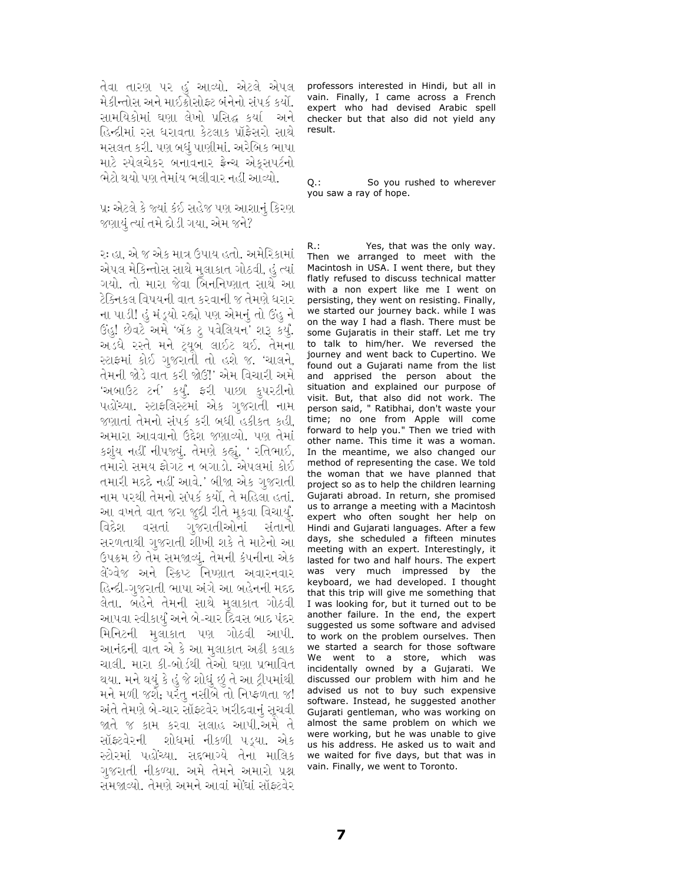તેવા તારણ પર હું આવ્યો. એટલે એપલ મેકીન્તોસ અને માઈક્રોસોફ્ટ બંનેનો સંપર્ક કર્યો. સામયિકોમાં ઘણા લેખો પ્રસિદ્ધ કર્યા અને હિન્દીમાં રસ ધરાવતા કેટલાક પ્રૉફેસરો સાથે મસલત કરી. પણ બધું પાણીમાં. અરેબિક ભાષા માટે સ્પેલચેકર બનાવનાર ફ્રેન્ચ એક્સપર્ટનો ભેટો થયો પણ તેમાંય ભલીવાર નહીં આવ્યો.

પ્રઃ એટલે કે જ્યાં કંઈ સહેજ પણ આશાનું કિરણ જણાયું ત્યાં તમે દોડી ગયા, એમ જને?

રઃ હા, એ જ એક માત્ર ઉપાય હતો. અમેરિકામાં એપલ મેકિન્તોસ સાથે મુલાકાત ગોઠવી, હું ત્યાં ગયો. તો મારા જેવા બિનનિષ્ણાત સાથે આ ટેક્નિકલ વિષયની વાત કરવાની જ તેમણે ધરાર ના પાડી! હું મંડ્યો રહ્યો પણ એમનું તો ઉંહુ ને ઉંહુ! છેવટે અમે 'બૅક ટુ પવેલિયન' શરૂ કર્યું. અડધે રસ્તે મને ટ્યૂબ લાઈટ થઈ. તેમના સ્ટાફમાં કોઈ ગુજરાતી તો હશે જ. 'ચાલને, તેમની જોડે વાત કરી જોઉં!' એમ વિચારી અમે 'અબાઉટ ટર્ન' કર્યું. ફરી પાછા કુપર્ટીનો પહોંચ્યા. સ્ટાફલિસ્ટમાં એક ગુજરાતી નામ જણાતાં તેમનો સંપર્ક કરી બધી હકીકત કહી, અમારા આવવાનો ઉદ્દેશ જણાવ્યો. પણ તેમાં કશુંય નહીં નીપજ્યું. તેમણે કહ્યું, ' રતિભાઈ, તમારો સમય ફોગટ ન બગાડો. એપલમાં કોઈ તમારી મદદે નહીં આવે.' બીજા એક ગુજરાતી નામ પરથી તેમનો સંપર્ક કર્યો, તે મહિલા હતાં. આ વખતે વાત જરા જુદી રીતે મૂકવા વિચાર્યું. વિદેશ વસતાં ગુજરાતીઓનાં સંતાનો સરળતાથી ગુજરાતી શીખી શકે તે માટેનો આ ઉપક્રમ છે તેમ સમજાવ્યું. તેમની કંપનીના એક લેંગ્વેજ અને સ્ક્રિપ્ટ નિષ્ણાત અવારનવાર હિન્દી-ગુજરાતી ભાષા અંગે આ બહેનની મદદ લેતા. બહેને તેમની સાથે મુલાકાત ગોઠવી આપવા સ્વીકાર્યું અને બે-ચાર દિવસ બાદ પંદર મિનિટની મુલાકાત પણ ગોઠવી આપી. આનંદની વાત એ કે આ મુલાકાત અઢી કલાક ચાલી. મારા કી-બોર્ડથી તેઓ ઘણા પ્રભાવિત થયા. મને થયું કે હું જે શોધું છું તે આ ટ્રીપમાંથી મને મળી જશે; પરંતુ નસીબે તો નિષ્ફળતા જ! અંતે તેમણે બે-ચાર સૉફ્ટવેર ખરીદવાનું સૂચવી જાતે જ કામ કરવા સલાહ આપી.અમે તે સૉફ્ટવેરની શોધમાં નીકળી પડ્યા. એક સ્ટોરમાં પહોંચ્યા. સદ્દભાગ્યે તેના માલિક ગુજરાતી નીકળ્યા. અમે તેમને અમારો પ્રશ્ન સમજાવ્યો. તેમણે અમને આવાં મોંઘાં સૉફ્ટવેર

professors interested in Hindi, but all in vain. Finally, I came across a French expert who had devised Arabic spell checker but that also did not yield any result.

Q.: So you rushed to wherever you saw a ray of hope.

R.: Yes, that was the only way. Then we arranged to meet with the Macintosh in USA. I went there, but they flatly refused to discuss technical matter with a non expert like me I went on persisting, they went on resisting. Finally, we started our journey back. while I was on the way I had a flash. There must be some Gujaratis in their staff. Let me try to talk to him/her. We reversed the journey and went back to Cupertino. We found out a Gujarati name from the list and apprised the person about the situation and explained our purpose of visit. But, that also did not work. The person said, " Ratibhai, don't waste your time; no one from Apple will come forward to help you." Then we tried with other name. This time it was a woman. In the meantime, we also changed our method of representing the case. We told the woman that we have planned that project so as to help the children learning Gujarati abroad. In return, she promised us to arrange a meeting with a Macintosh expert who often sought her help on Hindi and Gujarati languages. After a few days, she scheduled a fifteen minutes meeting with an expert. Interestingly, it lasted for two and half hours. The expert was very much impressed by the keyboard, we had developed. I thought that this trip will give me something that I was looking for, but it turned out to be another failure. In the end, the expert suggested us some software and advised to work on the problem ourselves. Then we started a search for those software We went to a store, which was incidentally owned by a Gujarati. We discussed our problem with him and he advised us not to buy such expensive software. Instead, he suggested another Gujarati gentleman, who was working on almost the same problem on which we were working, but he was unable to give us his address. He asked us to wait and we waited for five days, but that was in vain. Finally, we went to Toronto.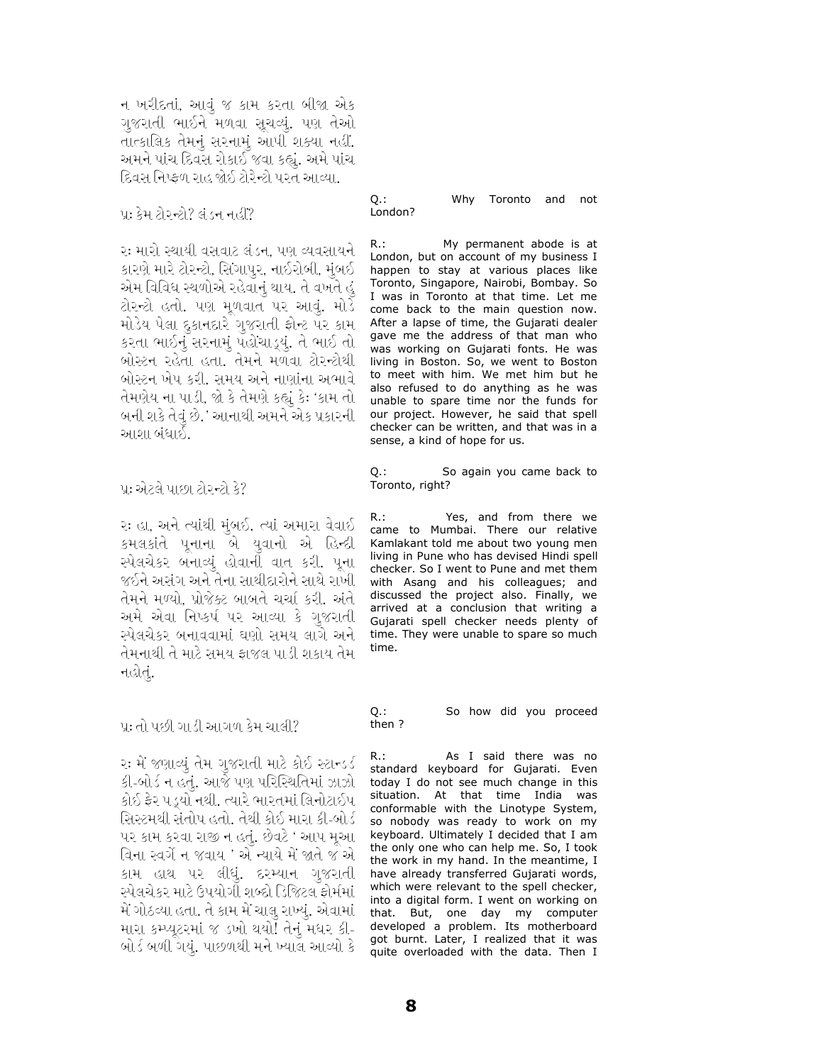ન ખરીદતાં, આવું જ કામ કરતા બીજા એક ગુજરાતી ભાઈને મળવા સૂચવ્યું. પણ તેઓ તાત્કાલિક તેમનું સરનામું આપી શક્યા નહીં. અમને પાંચ દિવસ રોકાઈ જવા કહ્યું. અમે પાંચ દિવસ નિષ્ફળ રાહ જોઈ ટોરન્ટો પરત આવ્યા.

પ્રઃ કેમ ટોરન્ટો? લંડન નહીં?

રઃ મારો સ્થાયી વસવાટ લંડન, પણ વ્યવસાયને કારણે મારે ટોરન્ટો, સિંગાપુર, નાઈરોબી, મુંબઈ એમ વિવિધ સ્થળોએ રહેવાનું થાય. તે વખતે હું ટોરન્ટો હતો. પણ મૂળવાત પર આવું. મોડે મોડેય પેલા દુકાનદારે ગુજરાતી ફોન્ટ પર કામ કરતા ભાઈનું સરનામું પહોંચાડ્યું. તે ભાઈ તો બોસ્ટન રહેતા હતા. તેમને મળવા ટોરન્ટોથી બોસ્ટન ખેપ કરી. સમય અને નાણાંના અભાવે તેમણેય ના પાડી, જો કે તેમણે કહ્યું કેઃ 'કામ તો બની શકે તેવું છે.' આનાથી અમને એક પ્રકારની આશા બંધાઈ.

પ્રઃ એટલે પાછા ટોરન્ટો કે?

રઃ હા, અને ત્યાંથી મુંબઈ. ત્યાં અમારા વેવાઈ કમલકાંતે પૂનાના બે યુવાનો એ હિન્દી સ્પેલચેકર બનાવ્યું હોવાની વાત કરી. પૂના જઈને અસંગ અને તેના સાથીદારોને સાથે રાખી તેમને મળ્યો, પ્રોજેક્ટ બાબતે ચર્ચા કરી. અંતે અમે એવા નિષ્કર્ષ પર આવ્યા કે ગુજરાતી સ્પેલચેકર બનાવવામાં ઘણો સમય લાગે અને તેમનાથી તે માટે સમય ફાજલ પાડી શકાય તેમ નહોતું.

પ્રઃ તો પછી ગાડી આગળ કેમ ચાલી?

રઃ મેં જણાવ્યું તેમ ગુજરાતી માટે કોઈ સ્ટાન્ડર્ડ કી-બોર્ડ ન હતું. આજે પણ પરિસ્થિતિમાં ઝાઝો કોઈ ફેર પડ્યો નથી. ત્યારે ભારતમાં લિનોટાઈપ સિસ્ટમથી સંતોષ હતો. તેથી કોઈ મારા કી-બોર્ડ પર કામ કરવા રાજી ન હતું. છેવટે ' આપ મૂઆ વિના સ્વર્ગે ન જવાય ' એ ન્યાયે મેં જાતે જ એ કામ હાથ પર લીધું. દરમ્યાન ગુજરાતી સ્પેલચેકર માટે ઉપયોગી શબ્દો ડિજિટલ ફોર્મમાં મેં ગોઠવ્યા હતા. તે કામ મેં ચાલુ રાખ્યું. એવામાં મારા કમ્પ્યૂટરમાં જ ડખો થયો! તેનું મધર કી-બોર્ડ બળી ગયું. પાછળથી મને ખ્યાલ આવ્યો કે

Q.: Why Toronto and not London?

R.: My permanent abode is at London, but on account of my business I happen to stay at various places like Toronto, Singapore, Nairobi, Bombay. So I was in Toronto at that time. Let me come back to the main question now. After a lapse of time, the Gujarati dealer gave me the address of that man who was working on Gujarati fonts. He was living in Boston. So, we went to Boston to meet with him. We met him but he also refused to do anything as he was unable to spare time nor the funds for our project. However, he said that spell checker can be written, and that was in a sense, a kind of hope for us.

Q.: So again you came back to Toronto, right?

R.: Yes, and from there we came to Mumbai. There our relative Kamlakant told me about two young men living in Pune who has devised Hindi spell checker. So I went to Pune and met them with Asang and his colleagues; and discussed the project also. Finally, we arrived at a conclusion that writing a Gujarati spell checker needs plenty of time. They were unable to spare so much time.

Q.: So how did you proceed then ?

R.: As I said there was no standard keyboard for Gujarati. Even today I do not see much change in this situation. At that time India was conformable with the Linotype System, so nobody was ready to work on my keyboard. Ultimately I decided that I am the only one who can help me. So, I took the work in my hand. In the meantime, I have already transferred Gujarati words, which were relevant to the spell checker, into a digital form. I went on working on that. But, one day my computer developed a problem. Its motherboard got burnt. Later, I realized that it was quite overloaded with the data. Then I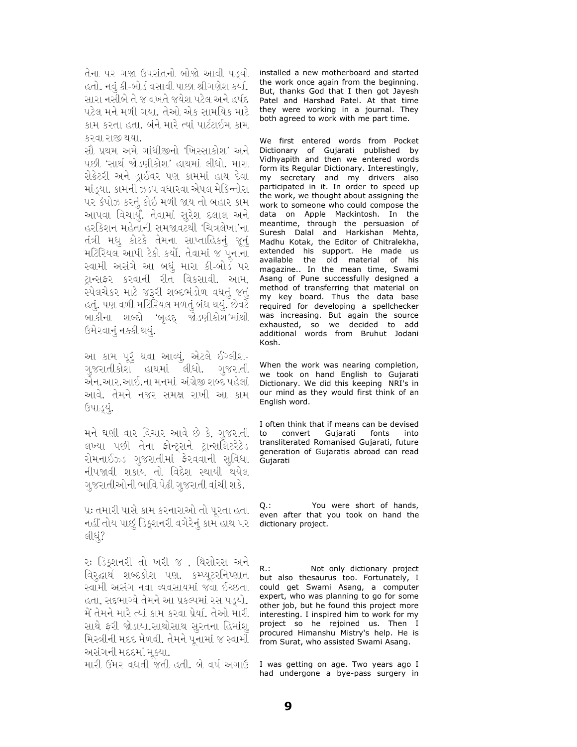તેના પર ગજા ઉપરાંતનો બોજો આવી પડ્યો હતો. નવું કી-બોર્ડ વસાવી પાછા શ્રીગણેશ કર્યા. સારા નસીબે તે જ વખતે જયેશ પટેલ અને હર્ષદ પટેલ મને મળી ગયા. તેઓ એક સામયિક માટે કામ કરતા હતા. બંને મારે ત્યાં પાર્ટટાઈમ કામ કરવા રાજી થયા.

installed a new motherboard and started the work once again from the beginning. But, thanks God that I then got Jayesh Patel and Harshad Patel. At that time they were working in a journal. They both agreed to work with me part time.

સૌ પ્રથમ અમે ગાંધીજીનો 'ખિસ્સાકોશ' અને પછી 'સાર્થ જોડણીકોશ' હાથમાં લીધો. મારા સેક્રેટરી અને ડ્રાઈવર પણ કામમાં હાથ દેવા માંડ્યા. કામની ઝડપ વધારવા એપલ મેકિન્તોસ પર કંપોઝ કરતું કોઈ મળી જાય તો બહાર કામ આપવા વિચાર્યું. તેવામાં સુરેશ દલાલ અને હરકિશન મહેતાની સમજાવટથી 'ચિત્રલેખા'ના તંત્રી મધુ કોટકે તેમના સાપ્તાહિકનું જૂનું મટિરિયલ આપી ટેકો કર્યો. તેવામાં જ પૂનાના સ્વામી અસંગે આ બધું મારા કી-બોર્ડ પર ટ્રાન્સફર કરવાની રીત વિકસાવી. આમ, સ્પેલચેકર માટે જરૂરી શબ્દભંડોળ વધતું જતું હતું. પણ વળી મટિરિયલ મળતું બંધ થયું. છેવટે બાકીના શબ્દો 'બૃહદ્ જોડણીકોશ'માંથી ઉમેરવાનું નક્કી થયું.

We first entered words from Pocket Dictionary of Gujarati published by Vidhyapith and then we entered words form its Regular Dictionary. Interestingly, my secretary and my drivers also participated in it. In order to speed up the work, we thought about assigning the work to someone who could compose the data on Apple Mackintosh. In the meantime, through the persuasion of Suresh Dalal and Harkishan Mehta, Madhu Kotak, the Editor of Chitralekha, extended his support. He made us available the old material of his magazine.. In the mean time, Swami Asang of Pune successfully designed a method of transferring that material on my key board. Thus the data base required for developing a spellchecker was increasing. But again the source exhausted, so we decided to add additional words from Bruhut Jodani Kosh.

આ કામ પૂરું થવા આવ્યું, એટલે ઈંગ્લીશ-ગુજરાતીકોશ હાથમાં લીધો. ગુજરાતી એન.આર.આઈ.ના મનમાં અંગ્રેજી શબ્દ પહેલાં આવે. તેમને નજર સમક્ષ રાખી આ કામ ઉપાડ્યું.

When the work was nearing completion, we took on hand English to Gujarati Dictionary. We did this keeping NRI's in our mind as they would first think of an English word.

મને ઘણી વાર વિચાર આવે છે કે, ગુજરાતી લખ્યા પછી તેના ફોન્ટ્સને ટ્રાન્સલિટરેટેડ રોમનાઈઝ્ડ ગુજરાતીમાં ફેરવવાની સુવિધા નીપજાવી શકાય તો વિદેશ સ્થાયી થયેલ ગુજરાતીઓની ભાવિ પેઢી ગુજરાતી વાંચી શકે.

I often think that if means can be devised to convert Gujarati fonts into transliterated Romanised Gujarati, future generation of Gujaratis abroad can read Gujarati

પ્રઃ તમારી પાસે કામ કરનારાઓ તો પૂરતા હતા નહીં તોય પાછું ડિક્શનરી વગેરેનું કામ હાથ પર લીધું?

Q.: You were short of hands, even after that you took on hand the dictionary project.

રઃ ડિક્શનરી તો ખરી જ , થિસોરસ અને વિરુદ્ધાર્થ શબ્દકોશ પણ. કમ્પ્યૂટરનિષ્ણાત સ્વામી અસંગ નવા વ્યવસાયમાં જવા ઈચ્છતા હતા, સદ્દભાગ્યે તેમને આ પ્રકલ્પમાં રસ પડ્યો. મેં તેમને મારે ત્યાં કામ કરવા પ્રેર્યા. તેઓ મારી સાથે ફરી જોડાયા.સાથોસાથ સુરતના હિમાંશુ મિસ્ત્રીની મદદ મેળવી. તેમને પૂનામાં જ સ્વામી અસંગની મદદમાં મૂક્યા.

R.: Not only dictionary project but also thesaurus too. Fortunately, I could get Swami Asang, a computer expert, who was planning to go for some other job, but he found this project more interesting. I inspired him to work for my project so he rejoined us. Then I procured Himanshu Mistry's help. He is from Surat, who assisted Swami Asang.

મારી ઉંમર વધતી જતી હતી. બે વર્ષ અગાઉ

I was getting on age. Two years ago I had undergone a bye-pass surgery in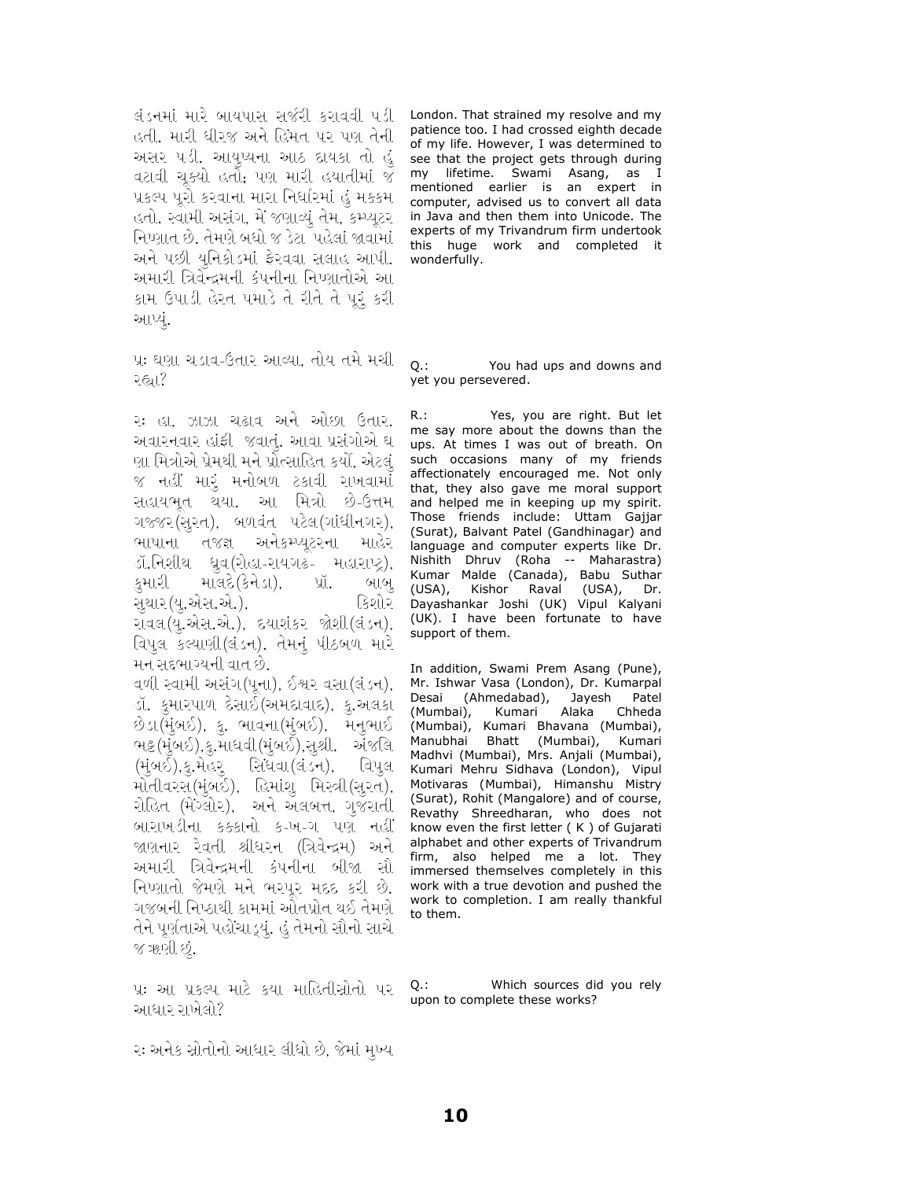લંડનમાં મારે બાયપાસ સર્જરી કરાવવી પડી હતી. મારી ધીરજ અને હિંમત પર પણ તેની અસર પડી. આયુષ્યના આઠ દાયકા તો હું વટાવી ચૂક્યો હતો; પણ મારી હયાતીમાં જ પ્રકલ્પ પૂરો કરવાના મારા નિર્ધારમાં હું મક્કમ હતો. સ્વામી અસંગ, મેં જણાવ્યું તેમ, કમ્પ્યૂટર નિષ્ણાત છે. તેમણે બધો જ ડેટા પહેલાં જાવામાં અને પછી યુનિકોડમાં ફેરવવા સલાહ આપી. અમારી ત્રિવેન્દ્રમની કંપનીના નિષ્ણાતોએ આ કામ ઉપાડી હેરત પમાડે તે રીતે તે પૂરું કરી આપ્યું.

London. That strained my resolve and my patience too. I had crossed eighth decade of my life. However, I was determined to see that the project gets through during my lifetime. Swami Asang, as I mentioned earlier is an expert in computer, advised us to convert all data in Java and then them into Unicode. The experts of my Trivandrum firm undertook this huge work and completed it wonderfully.

પ્રઃ ઘણા ચડાવ-ઉતાર આવ્યા, તોય તમે મચી રહ્યા?

Q.: You had ups and downs and yet you persevered.

રઃ હા, ઝાઝા ચઢાવ અને ઓછા ઉતાર. અવારનવાર હાંફી જવાતું. આવા પ્રસંગોએ ઘણા મિત્રોએ પ્રેમથી મને પ્રોત્સાહિત કર્યો, એટલું જ નહીં મારું મનોબળ ટકાવી રાખવામાં સહાયભૂત થયા. આ મિત્રો છે-ઉત્તમ ગજ્જર(સુરત), બળવંત પટેલ(ગાંધીનગર), ભાષાના તજજ્ઞ અનેકમ્પ્યૂટરના માહેર ડૉ.નિશીથ ધ્રુવ(રોહા-રાયગઢ- મહારાષ્ટ્ર), કુમારી માલદે(કેનેડા), પ્રૉ. બાબુ સુથાર(યુ.એસ.એ.), કિશોર રાવલ(યુ.એસ.એ.), દયાશંકર જોશી(લંડન), વિપુલ કલ્યાણી(લંડન). તેમનું પીઠબળ મારે મન સદ્ભાગ્યની વાત છે.

વળી સ્વામી અસંગ(પૂના), ઈશ્વર વસા(લંડન), ડૉ. કુમારપાળ દેસાઈ(અમદાવાદ), કુ.અલકા છેડા(મુંબઈ), કુ. ભાવના(મુંબઈ), મનુભાઈ ભટ્ટ(મુંબઈ),કુ.માધવી(મુંબઈ),સુશ્રી. અંજલિ (મુંબઈ),કુ.મેહરુ સિંધવા(લંડન), વિપુલ મોતીવરસ(મુંબઈ), હિમાંશુ મિસ્ત્રી(સુરત), રોહિત (મેંગ્લોર), અને અલબત્ત, ગુજરાતી બારાખડીના કક્કાનો ક-ખ-ગ પણ નહીં જાણનાર રેવતી શ્રીધરન (ત્રિવેન્દ્રમ) અને અમારી ત્રિવેન્દ્રમની કંપનીના બીજા સૌ નિષ્ણાતો જેમણે મને ભરપૂર મદદ કરી છે. ગજબની નિષ્ઠાથી કામમાં ઓતપ્રોત થઈ તેમણે તેને પૂર્ણતાએ પહોંચાડ્યું. હું તેમનો સૌનો સાચે જ ઋણી છું.

R.: Yes, you are right. But let me say more about the downs than the ups. At times I was out of breath. On such occasions many of my friends affectionately encouraged me. Not only that, they also gave me moral support and helped me in keeping up my spirit. Those friends include: Uttam Gajjar (Surat), Balvant Patel (Gandhinagar) and language and computer experts like Dr. Nishith Dhruv (Roha -- Maharastra) Kumar Malde (Canada), Babu Suthar (USA), Kishor Raval (USA), Dr. Dayashankar Joshi (UK) Vipul Kalyani (UK). I have been fortunate to have support of them.

In addition, Swami Prem Asang (Pune), Mr. Ishwar Vasa (London), Dr. Kumarpal Desai (Ahmedabad), Jayesh Patel (Mumbai), Kumari Alaka Chheda (Mumbai), Kumari Bhavana (Mumbai), Manubhai Bhatt (Mumbai), Kumari Madhvi (Mumbai), Mrs. Anjali (Mumbai), Kumari Mehru Sidhava (London), Vipul Motivaras (Mumbai), Himanshu Mistry (Surat), Rohit (Mangalore) and of course, Revathy Shreedharan, who does not know even the first letter ( K ) of Gujarati alphabet and other experts of Trivandrum firm, also helped me a lot. They immersed themselves completely in this work with a true devotion and pushed the work to completion. I am really thankful to them.

પ્રઃ આ પ્રકલ્પ માટે કયા માહિતીસ્રોતો પર આધાર રાખેલો?

Q.: Which sources did you rely upon to complete these works?

રઃ અનેક સ્રોતોનો આધાર લીધો છે, જેમાં મુખ્ય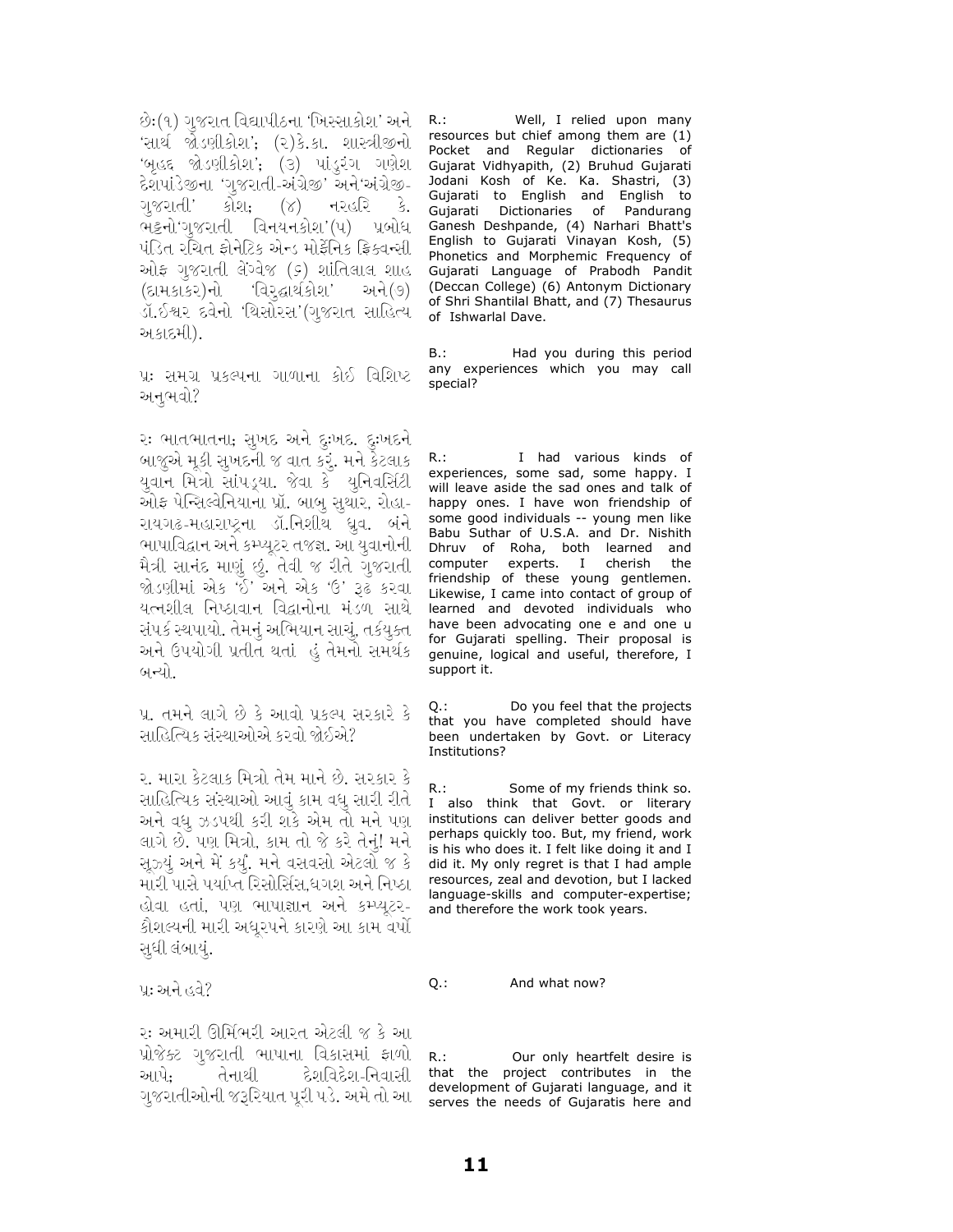છેઃ(૧) ગુજરાત વિદ્યાપીઠના 'ખિસ્સાકોશ' અને 'સાર્થ જોડણીકોશ'; (૨)કે.કા. શાસ્ત્રીજીનો 'બૃહદ જોડણીકોશ'; (૩) પાંડુરંગ ગણેશ દેશપાંડેજીના 'ગુજરાતી-અંગ્રેજી' અને'અંગ્રેજી-ગુજરાતી' કોશ; (૪) નરહરિ કે. ભટ્ટનો'ગુજરાતી વિનયનકોશ'(૫) પ્રબોધ પંડિત રચિત ફોનેટિક એન્ડ મોર્ફેનિક ફ્રિક્વન્સી ઓફ ગુજરાતી લેંગ્વેજ (૬) શાંતિલાલ શાહ (દામકાકર)નો 'વિરુદ્ધાર્થકોશ' અને(૭) ડૉ.ઈશ્વર દવેનો 'થિસોરસ'(ગુજરાત સાહિત્ય અકાદમી).

પ્રઃ સમગ્ર પ્રકલ્પના ગાળાના કોઈ વિશિષ્ટ અનુભવો?

રઃ ભાતભાતના; સુખદ અને દુઃખદ. દુઃખદને બાજુએ મૂકી સુખદની જ વાત કરું. મને કેટલાક યુવાન મિત્રો સાંપડ્યા. જેવા કે યુનિવર્સિટી ઓફ પેન્સિલ્વેનિયાના પ્રૉ. બાબુ સુથાર, રોહા-રાયગઢ-મહારાષ્ટ્રના ડૉ.નિશીથ ધ્રુવ. બંને ભાષાવિદ્વાન અને કમ્પ્યૂટર તજ્જ્ઞ. આ યુવાનોની મૈત્રી સાનંદ માણું છું. તેવી જ રીતે ગુજરાતી જોડણીમાં એક 'ઈ' અને એક 'ઉ' રૂઢ કરવા યત્નશીલ નિષ્ઠાવાન વિદ્વાનોના મંડળ સાથે સંપર્ક સ્થપાયો. તેમનું અભિયાન સાચું, તર્કયુક્ત અને ઉપયોગી પ્રતીત થતાં હું તેમનો સમર્થક બન્યો.

પ્ર. તમને લાગે છે કે આવો પ્રકલ્પ સરકારે કે સાહિત્યિક સંસ્થાઓએ કરવો જોઈએ?

ર. મારા કેટલાક મિત્રો તેમ માને છે. સરકાર કે સાહિત્યિક સંસ્થાઓ આવું કામ વધુ સારી રીતે અને વધુ ઝડપથી કરી શકે એમ તો મને પણ લાગે છે. પણ મિત્રો, કામ તો જે કરે તેનું! મને સૂઝ્યું અને મેં કર્યું. મને વસવસો એટલો જ કે મારી પાસે પર્યાપ્ત રિસોર્સિસ,ધગશ અને નિષ્ઠા હોવા છતાં, પણ ભાષાજ્ઞાન અને કમ્પ્યૂટર-કૌશલ્યની મારી અધૂરપને કારણે આ કામ વર્ષો સુધી લંબાયું.

પ્રઃ અને હવે?

રઃ અમારી ઊર્મિભરી આરત એટલી જ કે આ પ્રોજેક્ટ ગુજરાતી ભાષાના વિકાસમાં ફાળો આપે; તેનાથી દેશવિદેશ-નિવાસી ગુજરાતીઓની જરૂરિયાત પૂરી પડે. અમે તો આ

R.: Well, I relied upon many resources but chief among them are (1) Pocket and Regular dictionaries of Gujarat Vidhyapith, (2) Bruhud Gujarati Jodani Kosh of Ke. Ka. Shastri, (3) Gujarati to English and English to Gujarati Dictionaries of Pandurang Ganesh Deshpande, (4) Narhari Bhatt's English to Gujarati Vinayan Kosh, (5) Phonetics and Morphemic Frequency of Gujarati Language of Prabodh Pandit (Deccan College) (6) Antonym Dictionary of Shri Shantilal Bhatt, and (7) Thesaurus of Ishwarlal Dave.

B.: Had you during this period any experiences which you may call special?

R.: I had various kinds of experiences, some sad, some happy. I will leave aside the sad ones and talk of happy ones. I have won friendship of some good individuals -- young men like Babu Suthar of U.S.A. and Dr. Nishith Dhruv of Roha, both learned and computer experts. I cherish the friendship of these young gentlemen. Likewise, I came into contact of group of learned and devoted individuals who have been advocating one e and one u for Gujarati spelling. Their proposal is genuine, logical and useful, therefore, I support it.

Q.: Do you feel that the projects that you have completed should have been undertaken by Govt. or Literacy Institutions?

R.: Some of my friends think so. I also think that Govt. or literary institutions can deliver better goods and perhaps quickly too. But, my friend, work is his who does it. I felt like doing it and I did it. My only regret is that I had ample resources, zeal and devotion, but I lacked language-skills and computer-expertise; and therefore the work took years.

Q.: And what now?

R.: Our only heartfelt desire is that the project contributes in the development of Gujarati language, and it serves the needs of Gujaratis here and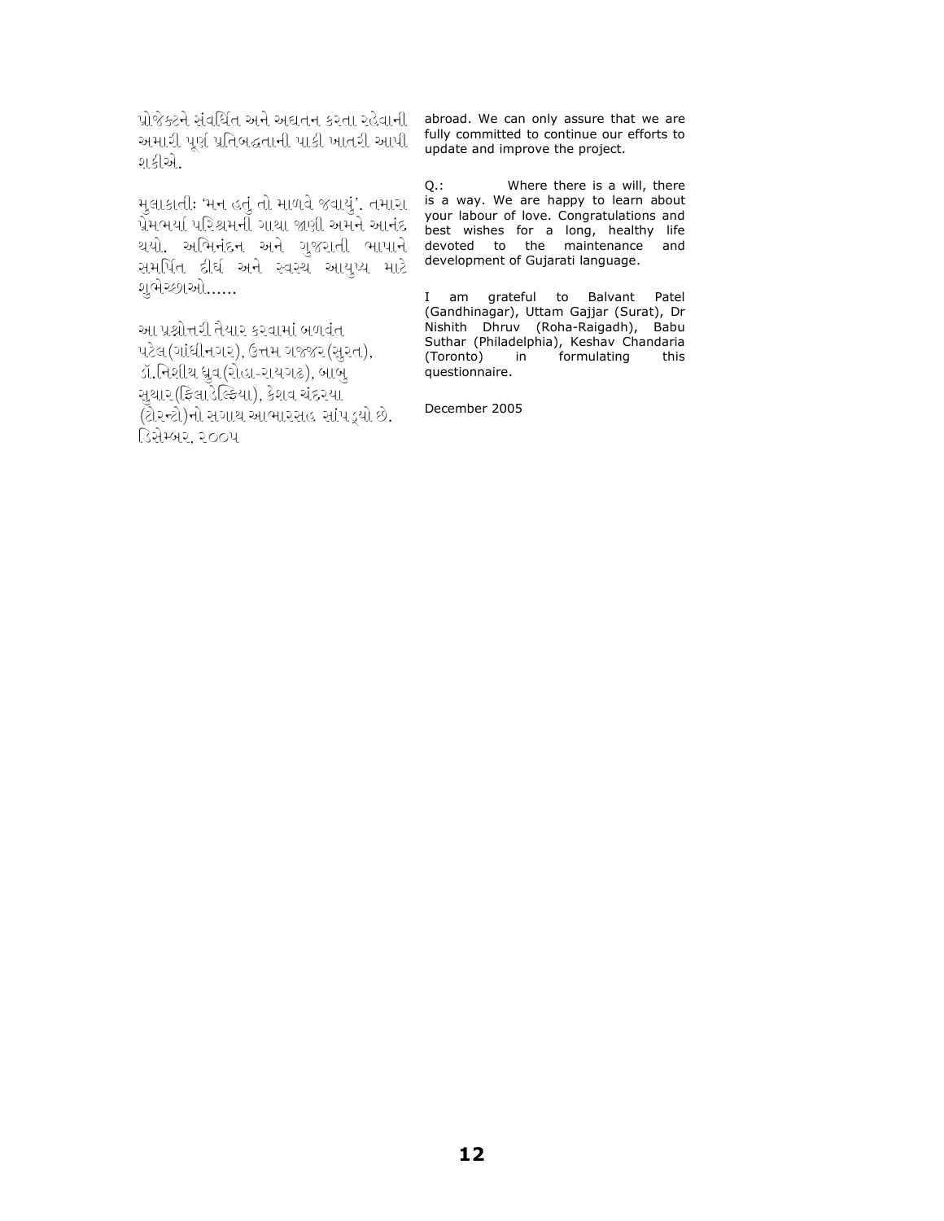પ્રોજેક્ટને સંવર્ધિત અને અદ્યતન કરતા રહેવાની અમારી પૂર્ણ પ્રતિબદ્ધતાની પાકી ખાતરી આપી શકીએ.

મુલાકાતીઃ 'મન હતું તો માળવે જવાયું'. તમારા પ્રેમભર્યા પરિશ્રમની ગાથા જાણી અમને આનંદ થયો. અભિનંદન અને ગુજરાતી ભાષાને સમર્પિત દીર્ઘ અને સ્વસ્થ આયુષ્ય માટે શુભેચ્છાઓ......

આ પ્રશ્નોત્તરી તૈયાર કરવામાં બળવંત પટેલ(ગાંધીનગર), ઉત્તમ ગજ્જર(સુરત), ડૉ.નિશીથ ધ્રુવ(રોહા-રાયગઢ), બાબુ સુથાર(ફિલાડેલ્ફિયા), કેશવ ચંદરયા (ટોરન્ટો)નો સગાથ આભારસહ સાંપડ્યો છે.
ડિસેમ્બર, ૨૦૦૫

abroad. We can only assure that we are fully committed to continue our efforts to update and improve the project.

Q.: Where there is a will, there is a way. We are happy to learn about your labour of love. Congratulations and best wishes for a long, healthy life devoted to the maintenance and development of Gujarati language.

I am grateful to Balvant Patel (Gandhinagar), Uttam Gajjar (Surat), Dr Nishith Dhruv (Roha-Raigadh), Babu Suthar (Philadelphia), Keshav Chandaria (Toronto) in formulating this questionnaire.

December 2005